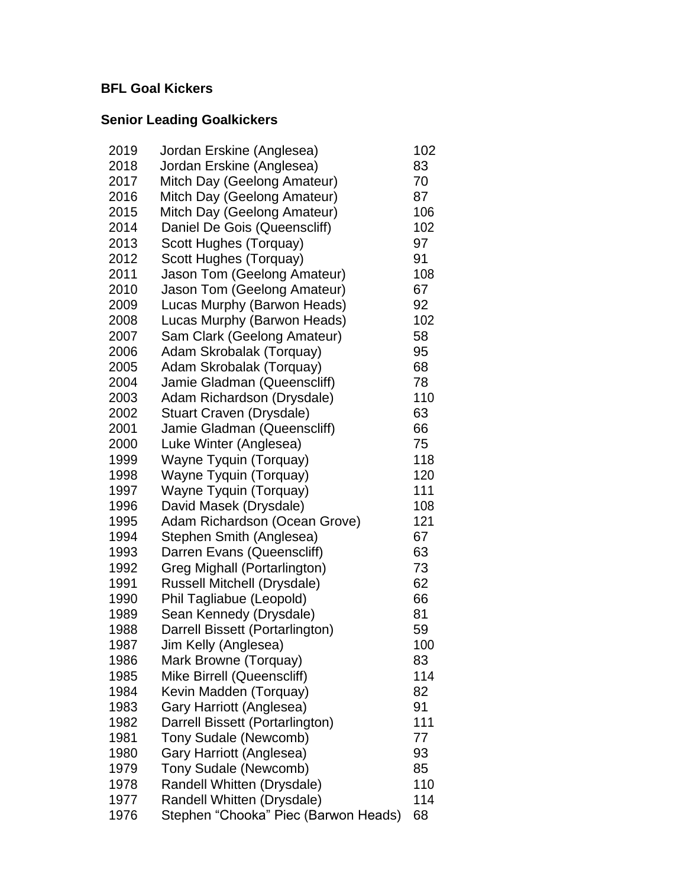# BFL Goal Kickers

## Senior Leading Goalkickers

| Year | Player (Club) | Goals |
|---|---|---|
| 2019 | Jordan Erskine (Anglesea) | 102 |
| 2018 | Jordan Erskine (Anglesea) | 83 |
| 2017 | Mitch Day (Geelong Amateur) | 70 |
| 2016 | Mitch Day (Geelong Amateur) | 87 |
| 2015 | Mitch Day (Geelong Amateur) | 106 |
| 2014 | Daniel De Gois (Queenscliff) | 102 |
| 2013 | Scott Hughes (Torquay) | 97 |
| 2012 | Scott Hughes (Torquay) | 91 |
| 2011 | Jason Tom (Geelong Amateur) | 108 |
| 2010 | Jason Tom (Geelong Amateur) | 67 |
| 2009 | Lucas Murphy (Barwon Heads) | 92 |
| 2008 | Lucas Murphy (Barwon Heads) | 102 |
| 2007 | Sam Clark (Geelong Amateur) | 58 |
| 2006 | Adam Skrobalak (Torquay) | 95 |
| 2005 | Adam Skrobalak (Torquay) | 68 |
| 2004 | Jamie Gladman (Queenscliff) | 78 |
| 2003 | Adam Richardson (Drysdale) | 110 |
| 2002 | Stuart Craven (Drysdale) | 63 |
| 2001 | Jamie Gladman (Queenscliff) | 66 |
| 2000 | Luke Winter (Anglesea) | 75 |
| 1999 | Wayne Tyquin (Torquay) | 118 |
| 1998 | Wayne Tyquin (Torquay) | 120 |
| 1997 | Wayne Tyquin (Torquay) | 111 |
| 1996 | David Masek (Drysdale) | 108 |
| 1995 | Adam Richardson (Ocean Grove) | 121 |
| 1994 | Stephen Smith (Anglesea) | 67 |
| 1993 | Darren Evans (Queenscliff) | 63 |
| 1992 | Greg Mighall (Portarlington) | 73 |
| 1991 | Russell Mitchell (Drysdale) | 62 |
| 1990 | Phil Tagliabue (Leopold) | 66 |
| 1989 | Sean Kennedy (Drysdale) | 81 |
| 1988 | Darrell Bissett (Portarlington) | 59 |
| 1987 | Jim Kelly (Anglesea) | 100 |
| 1986 | Mark Browne (Torquay) | 83 |
| 1985 | Mike Birrell (Queenscliff) | 114 |
| 1984 | Kevin Madden (Torquay) | 82 |
| 1983 | Gary Harriott (Anglesea) | 91 |
| 1982 | Darrell Bissett (Portarlington) | 111 |
| 1981 | Tony Sudale (Newcomb) | 77 |
| 1980 | Gary Harriott (Anglesea) | 93 |
| 1979 | Tony Sudale (Newcomb) | 85 |
| 1978 | Randell Whitten (Drysdale) | 110 |
| 1977 | Randell Whitten (Drysdale) | 114 |
| 1976 | Stephen "Chooka" Piec (Barwon Heads) | 68 |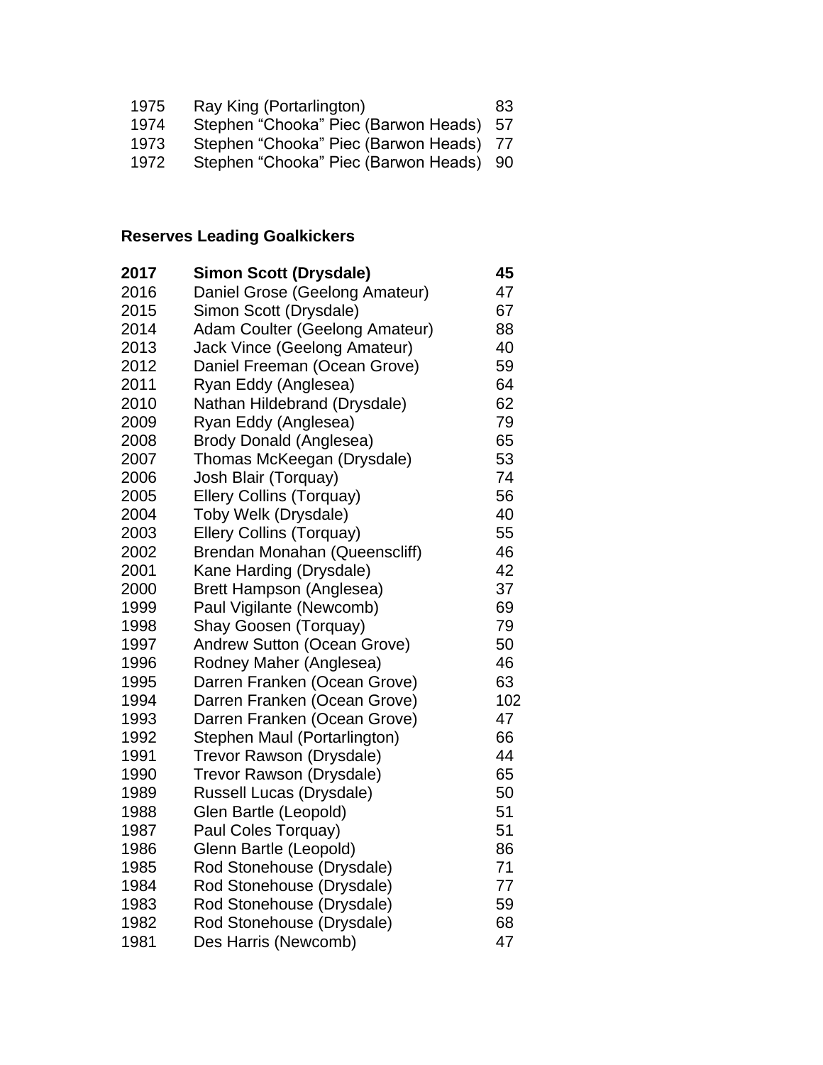| | | |
|---|---|---|
| 1975 | Ray King (Portarlington) | 83 |
| 1974 | Stephen “Chooka” Piec (Barwon Heads) | 57 |
| 1973 | Stephen “Chooka” Piec (Barwon Heads) | 77 |
| 1972 | Stephen “Chooka” Piec (Barwon Heads) | 90 |

**Reserves Leading Goalkickers**

| **2017** | **Simon Scott (Drysdale)** | **45** |
|---|---|---|
| 2016 | Daniel Grose (Geelong Amateur) | 47 |
| 2015 | Simon Scott (Drysdale) | 67 |
| 2014 | Adam Coulter (Geelong Amateur) | 88 |
| 2013 | Jack Vince (Geelong Amateur) | 40 |
| 2012 | Daniel Freeman (Ocean Grove) | 59 |
| 2011 | Ryan Eddy (Anglesea) | 64 |
| 2010 | Nathan Hildebrand (Drysdale) | 62 |
| 2009 | Ryan Eddy (Anglesea) | 79 |
| 2008 | Brody Donald (Anglesea) | 65 |
| 2007 | Thomas McKeegan (Drysdale) | 53 |
| 2006 | Josh Blair (Torquay) | 74 |
| 2005 | Ellery Collins (Torquay) | 56 |
| 2004 | Toby Welk (Drysdale) | 40 |
| 2003 | Ellery Collins (Torquay) | 55 |
| 2002 | Brendan Monahan (Queenscliff) | 46 |
| 2001 | Kane Harding (Drysdale) | 42 |
| 2000 | Brett Hampson (Anglesea) | 37 |
| 1999 | Paul Vigilante (Newcomb) | 69 |
| 1998 | Shay Goosen (Torquay) | 79 |
| 1997 | Andrew Sutton (Ocean Grove) | 50 |
| 1996 | Rodney Maher (Anglesea) | 46 |
| 1995 | Darren Franken (Ocean Grove) | 63 |
| 1994 | Darren Franken (Ocean Grove) | 102 |
| 1993 | Darren Franken (Ocean Grove) | 47 |
| 1992 | Stephen Maul (Portarlington) | 66 |
| 1991 | Trevor Rawson (Drysdale) | 44 |
| 1990 | Trevor Rawson (Drysdale) | 65 |
| 1989 | Russell Lucas (Drysdale) | 50 |
| 1988 | Glen Bartle (Leopold) | 51 |
| 1987 | Paul Coles Torquay) | 51 |
| 1986 | Glenn Bartle (Leopold) | 86 |
| 1985 | Rod Stonehouse (Drysdale) | 71 |
| 1984 | Rod Stonehouse (Drysdale) | 77 |
| 1983 | Rod Stonehouse (Drysdale) | 59 |
| 1982 | Rod Stonehouse (Drysdale) | 68 |
| 1981 | Des Harris (Newcomb) | 47 |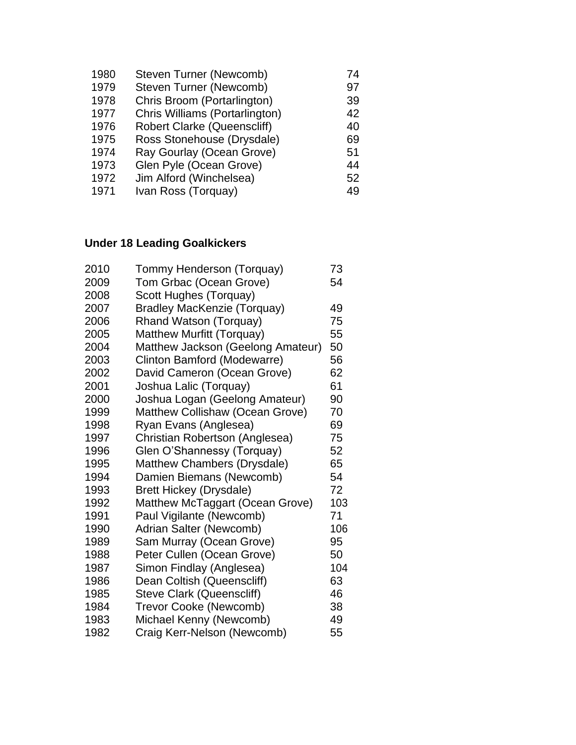| | | |
|---|---|---|
| 1980 | Steven Turner (Newcomb) | 74 |
| 1979 | Steven Turner (Newcomb) | 97 |
| 1978 | Chris Broom (Portarlington) | 39 |
| 1977 | Chris Williams (Portarlington) | 42 |
| 1976 | Robert Clarke (Queenscliff) | 40 |
| 1975 | Ross Stonehouse (Drysdale) | 69 |
| 1974 | Ray Gourlay (Ocean Grove) | 51 |
| 1973 | Glen Pyle (Ocean Grove) | 44 |
| 1972 | Jim Alford (Winchelsea) | 52 |
| 1971 | Ivan Ross (Torquay) | 49 |

**Under 18 Leading Goalkickers**

| | | |
|---|---|---|
| 2010 | Tommy Henderson (Torquay) | 73 |
| 2009 | Tom Grbac (Ocean Grove) | 54 |
| 2008 | Scott Hughes (Torquay) | |
| 2007 | Bradley MacKenzie (Torquay) | 49 |
| 2006 | Rhand Watson (Torquay) | 75 |
| 2005 | Matthew Murfitt (Torquay) | 55 |
| 2004 | Matthew Jackson (Geelong Amateur) | 50 |
| 2003 | Clinton Bamford (Modewarre) | 56 |
| 2002 | David Cameron (Ocean Grove) | 62 |
| 2001 | Joshua Lalic (Torquay) | 61 |
| 2000 | Joshua Logan (Geelong Amateur) | 90 |
| 1999 | Matthew Collishaw (Ocean Grove) | 70 |
| 1998 | Ryan Evans (Anglesea) | 69 |
| 1997 | Christian Robertson (Anglesea) | 75 |
| 1996 | Glen O'Shannessy (Torquay) | 52 |
| 1995 | Matthew Chambers (Drysdale) | 65 |
| 1994 | Damien Biemans (Newcomb) | 54 |
| 1993 | Brett Hickey (Drysdale) | 72 |
| 1992 | Matthew McTaggart (Ocean Grove) | 103 |
| 1991 | Paul Vigilante (Newcomb) | 71 |
| 1990 | Adrian Salter (Newcomb) | 106 |
| 1989 | Sam Murray (Ocean Grove) | 95 |
| 1988 | Peter Cullen (Ocean Grove) | 50 |
| 1987 | Simon Findlay (Anglesea) | 104 |
| 1986 | Dean Coltish (Queenscliff) | 63 |
| 1985 | Steve Clark (Queenscliff) | 46 |
| 1984 | Trevor Cooke (Newcomb) | 38 |
| 1983 | Michael Kenny (Newcomb) | 49 |
| 1982 | Craig Kerr-Nelson (Newcomb) | 55 |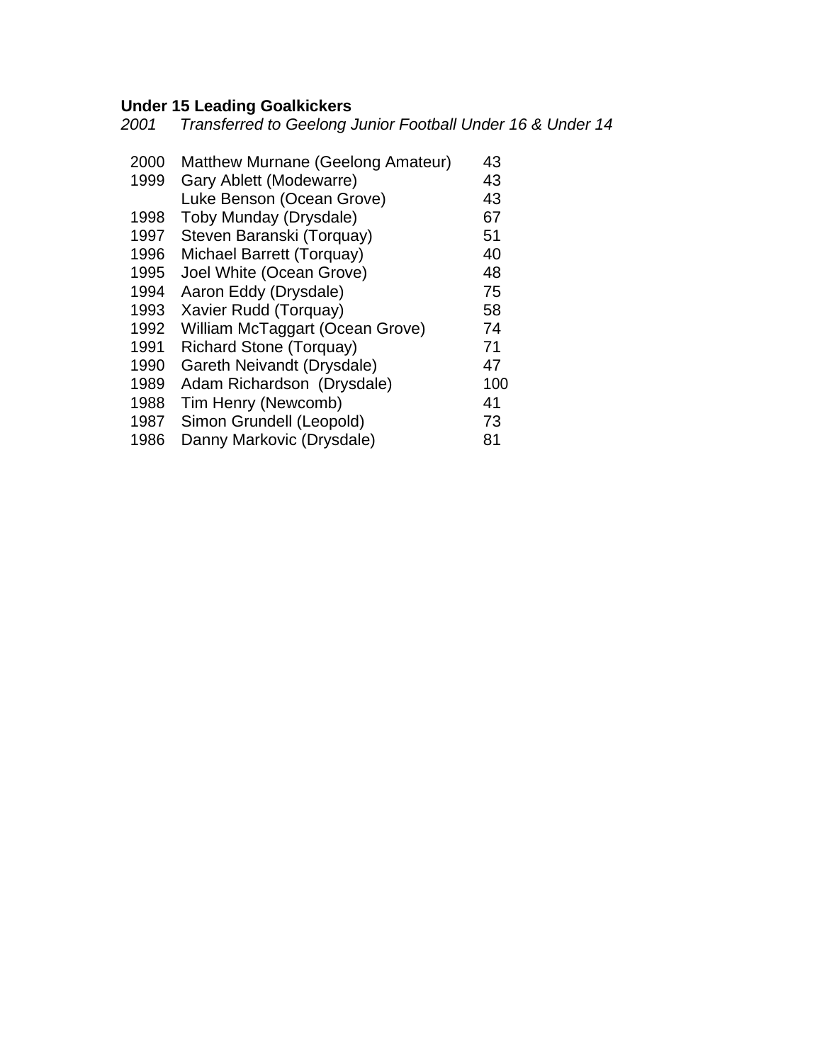**Under 15 Leading Goalkickers**

*2001 Transferred to Geelong Junior Football Under 16 & Under 14*

| | | |
|---|---|---|
| 2000 | Matthew Murnane (Geelong Amateur) | 43 |
| 1999 | Gary Ablett (Modewarre) | 43 |
| | Luke Benson (Ocean Grove) | 43 |
| 1998 | Toby Munday (Drysdale) | 67 |
| 1997 | Steven Baranski (Torquay) | 51 |
| 1996 | Michael Barrett (Torquay) | 40 |
| 1995 | Joel White (Ocean Grove) | 48 |
| 1994 | Aaron Eddy (Drysdale) | 75 |
| 1993 | Xavier Rudd (Torquay) | 58 |
| 1992 | William McTaggart (Ocean Grove) | 74 |
| 1991 | Richard Stone (Torquay) | 71 |
| 1990 | Gareth Neivandt (Drysdale) | 47 |
| 1989 | Adam Richardson (Drysdale) | 100 |
| 1988 | Tim Henry (Newcomb) | 41 |
| 1987 | Simon Grundell (Leopold) | 73 |
| 1986 | Danny Markovic (Drysdale) | 81 |